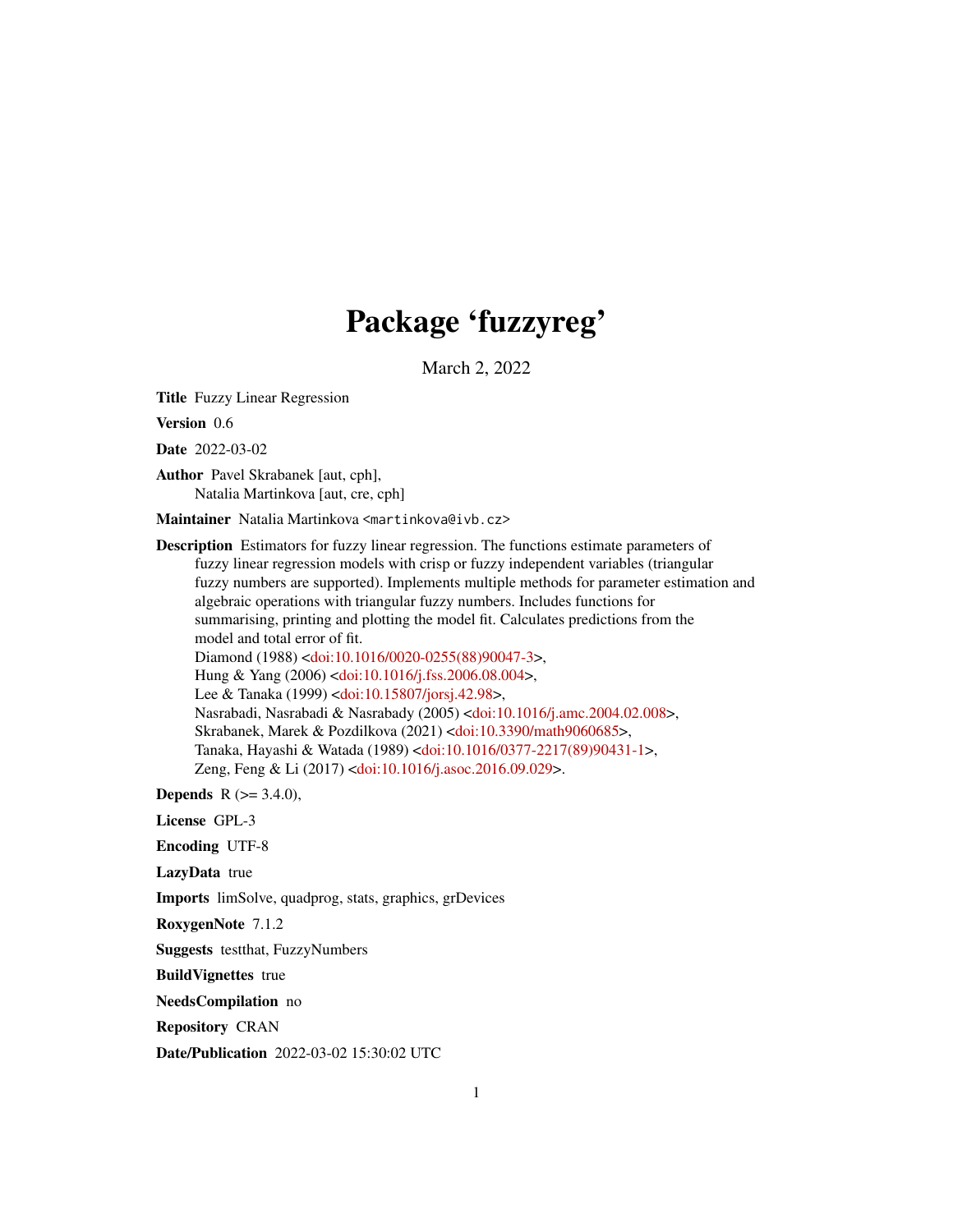# Package 'fuzzyreg'

March 2, 2022

**Title** Fuzzy Linear Regression

**Version** 0.6

**Date** 2022-03-02

**Author** Pavel Skrabanek [aut, cph],
Natalia Martinkova [aut, cre, cph]

**Maintainer** Natalia Martinkova <martinkova@ivb.cz>

**Description** Estimators for fuzzy linear regression. The functions estimate parameters of fuzzy linear regression models with crisp or fuzzy independent variables (triangular fuzzy numbers are supported). Implements multiple methods for parameter estimation and algebraic operations with triangular fuzzy numbers. Includes functions for summarising, printing and plotting the model fit. Calculates predictions from the model and total error of fit.
Diamond (1988) <doi:10.1016/0020-0255(88)90047-3>,
Hung & Yang (2006) <doi:10.1016/j.fss.2006.08.004>,
Lee & Tanaka (1999) <doi:10.15807/jorsj.42.98>,
Nasrabadi, Nasrabadi & Nasrabady (2005) <doi:10.1016/j.amc.2004.02.008>,
Skrabanek, Marek & Pozdilkova (2021) <doi:10.3390/math9060685>,
Tanaka, Hayashi & Watada (1989) <doi:10.1016/0377-2217(89)90431-1>,
Zeng, Feng & Li (2017) <doi:10.1016/j.asoc.2016.09.029>.

**Depends** R (>= 3.4.0),

**License** GPL-3

**Encoding** UTF-8

**LazyData** true

**Imports** limSolve, quadprog, stats, graphics, grDevices

**RoxygenNote** 7.1.2

**Suggests** testthat, FuzzyNumbers

**BuildVignettes** true

**NeedsCompilation** no

**Repository** CRAN

**Date/Publication** 2022-03-02 15:30:02 UTC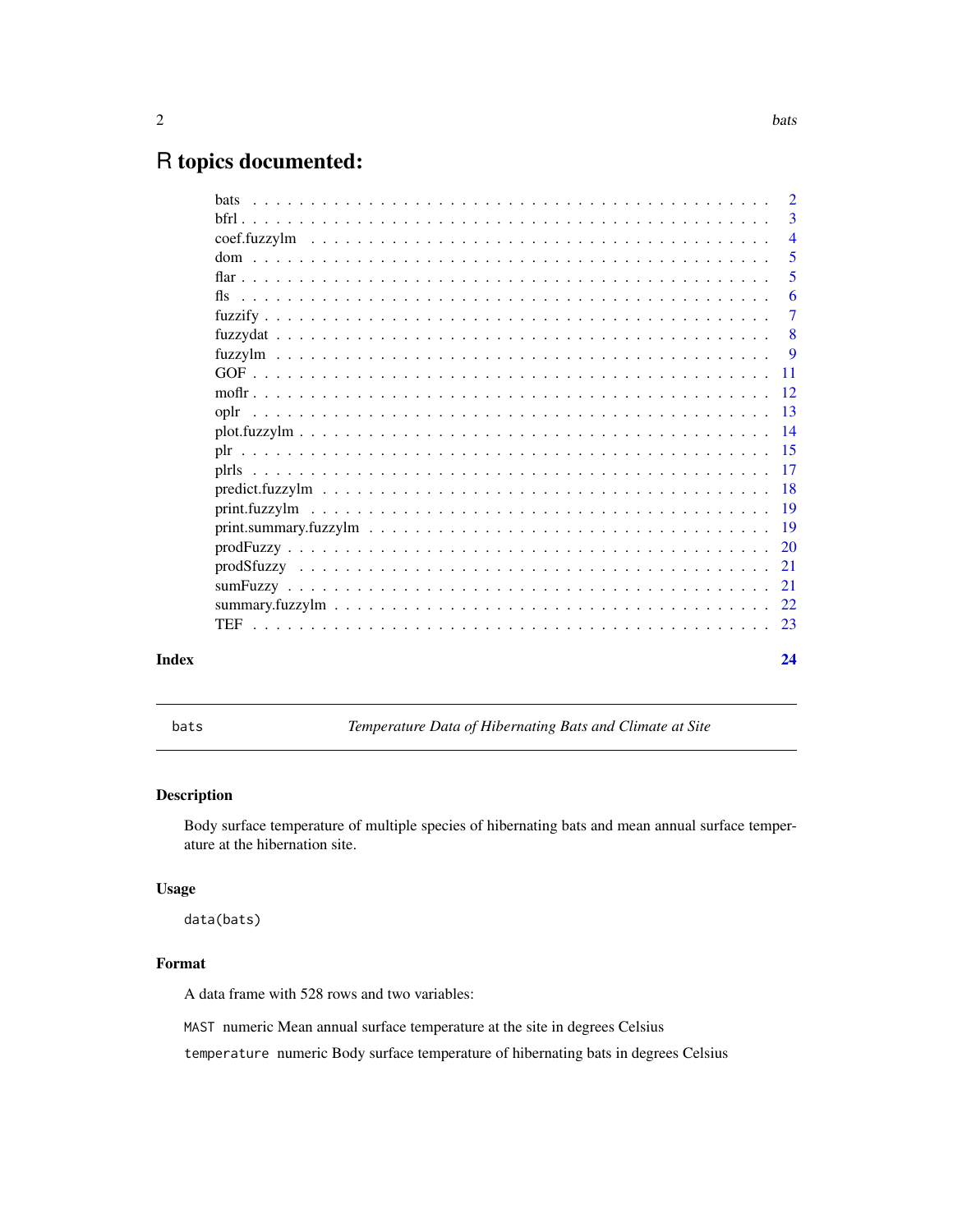# R topics documented:

| | |
|---|---|
| bats | 2 |
| bfrl | 3 |
| coef.fuzzylm | 4 |
| dom | 5 |
| flar | 5 |
| fls | 6 |
| fuzzify | 7 |
| fuzzydat | 8 |
| fuzzylm | 9 |
| GOF | 11 |
| moflr | 12 |
| oplr | 13 |
| plot.fuzzylm | 14 |
| plr | 15 |
| plrls | 17 |
| predict.fuzzylm | 18 |
| print.fuzzylm | 19 |
| print.summary.fuzzylm | 19 |
| prodFuzzy | 20 |
| prodSfuzzy | 21 |
| sumFuzzy | 21 |
| summary.fuzzylm | 22 |
| TEF | 23 |

**Index** **24**

---

`bats` *Temperature Data of Hibernating Bats and Climate at Site*

---

## Description

Body surface temperature of multiple species of hibernating bats and mean annual surface temperature at the hibernation site.

## Usage

```
data(bats)
```

## Format

A data frame with 528 rows and two variables:

`MAST` numeric Mean annual surface temperature at the site in degrees Celsius

`temperature` numeric Body surface temperature of hibernating bats in degrees Celsius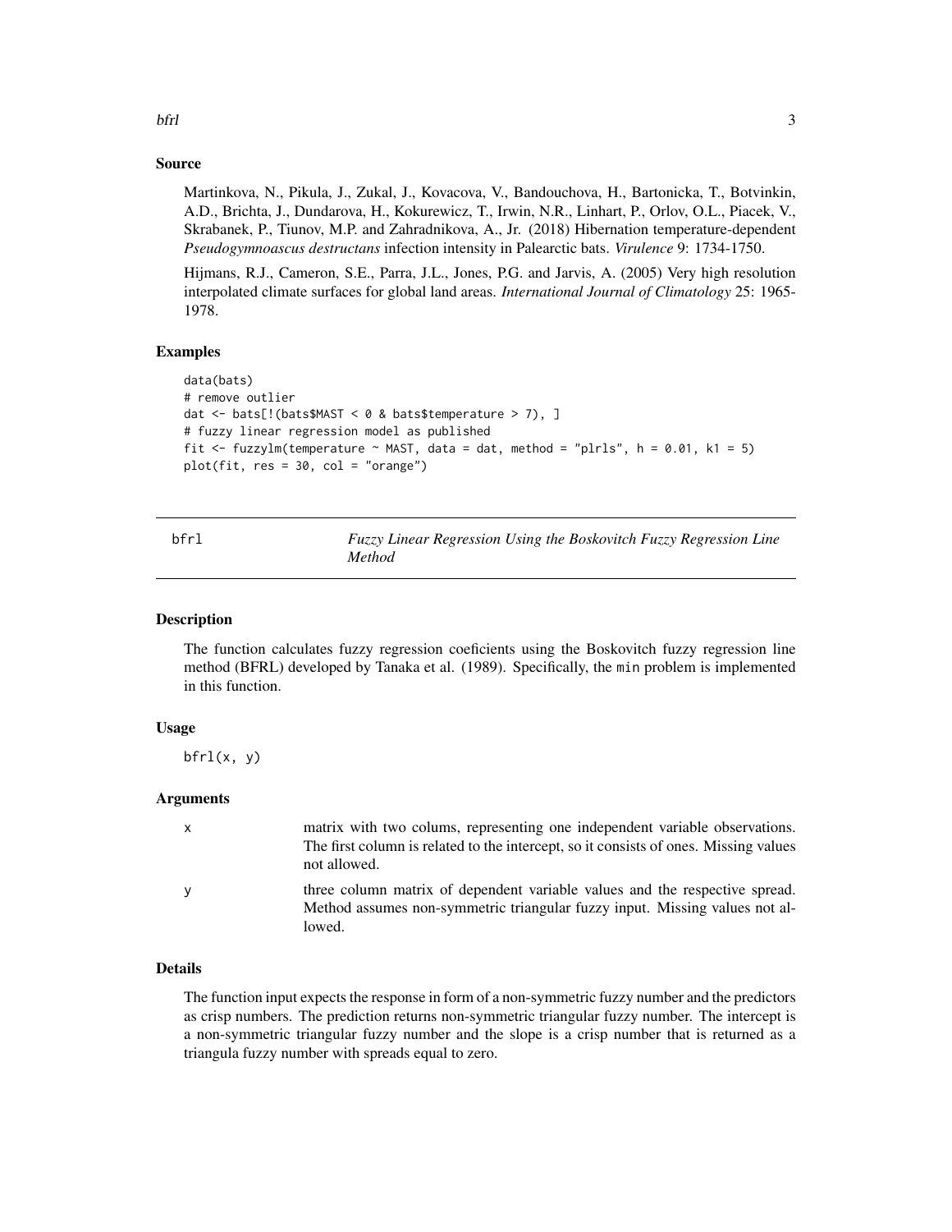## Source

Martinkova, N., Pikula, J., Zukal, J., Kovacova, V., Bandouchova, H., Bartonicka, T., Botvinkin, A.D., Brichta, J., Dundarova, H., Kokurewicz, T., Irwin, N.R., Linhart, P., Orlov, O.L., Piacek, V., Skrabanek, P., Tiunov, M.P. and Zahradnikova, A., Jr. (2018) Hibernation temperature-dependent *Pseudogymnoascus destructans* infection intensity in Palearctic bats. *Virulence* 9: 1734-1750.

Hijmans, R.J., Cameron, S.E., Parra, J.L., Jones, P.G. and Jarvis, A. (2005) Very high resolution interpolated climate surfaces for global land areas. *International Journal of Climatology* 25: 1965-1978.

## Examples

```
data(bats)
# remove outlier
dat <- bats[!(bats$MAST < 0 & bats$temperature > 7), ]
# fuzzy linear regression model as published
fit <- fuzzylm(temperature ~ MAST, data = dat, method = "plrls", h = 0.01, k1 = 5)
plot(fit, res = 30, col = "orange")
```

---

# bfrl — *Fuzzy Linear Regression Using the Boskovitch Fuzzy Regression Line Method*

## Description

The function calculates fuzzy regression coeficients using the Boskovitch fuzzy regression line method (BFRL) developed by Tanaka et al. (1989). Specifically, the `min` problem is implemented in this function.

## Usage

```
bfrl(x, y)
```

## Arguments

| | |
|---|---|
| x | matrix with two colums, representing one independent variable observations. The first column is related to the intercept, so it consists of ones. Missing values not allowed. |
| y | three column matrix of dependent variable values and the respective spread. Method assumes non-symmetric triangular fuzzy input. Missing values not allowed. |

## Details

The function input expects the response in form of a non-symmetric fuzzy number and the predictors as crisp numbers. The prediction returns non-symmetric triangular fuzzy number. The intercept is a non-symmetric triangular fuzzy number and the slope is a crisp number that is returned as a triangula fuzzy number with spreads equal to zero.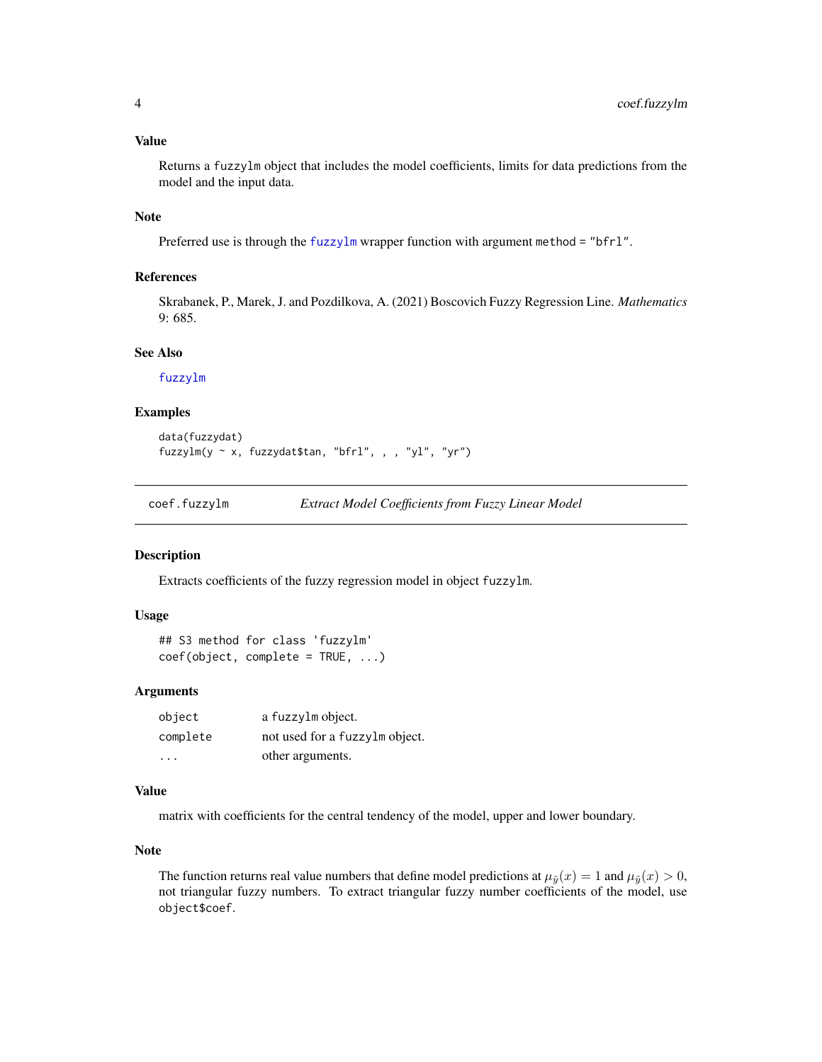### Value

Returns a `fuzzylm` object that includes the model coefficients, limits for data predictions from the model and the input data.

### Note

Preferred use is through the `fuzzylm` wrapper function with argument `method = "bfrl"`.

### References

Skrabanek, P., Marek, J. and Pozdilkova, A. (2021) Boscovich Fuzzy Regression Line. *Mathematics* 9: 685.

### See Also

`fuzzylm`

### Examples

```
data(fuzzydat)
fuzzylm(y ~ x, fuzzydat$tan, "bfrl", , , "yl", "yr")
```

---

## coef.fuzzylm *Extract Model Coefficients from Fuzzy Linear Model*

### Description

Extracts coefficients of the fuzzy regression model in object `fuzzylm`.

### Usage

```
## S3 method for class 'fuzzylm'
coef(object, complete = TRUE, ...)
```

### Arguments

| | |
|---|---|
| `object` | a `fuzzylm` object. |
| `complete` | not used for a `fuzzylm` object. |
| `...` | other arguments. |

### Value

matrix with coefficients for the central tendency of the model, upper and lower boundary.

### Note

The function returns real value numbers that define model predictions at $\mu_{\tilde{y}}(x) = 1$ and $\mu_{\tilde{y}}(x) > 0$, not triangular fuzzy numbers. To extract triangular fuzzy number coefficients of the model, use `object$coef`.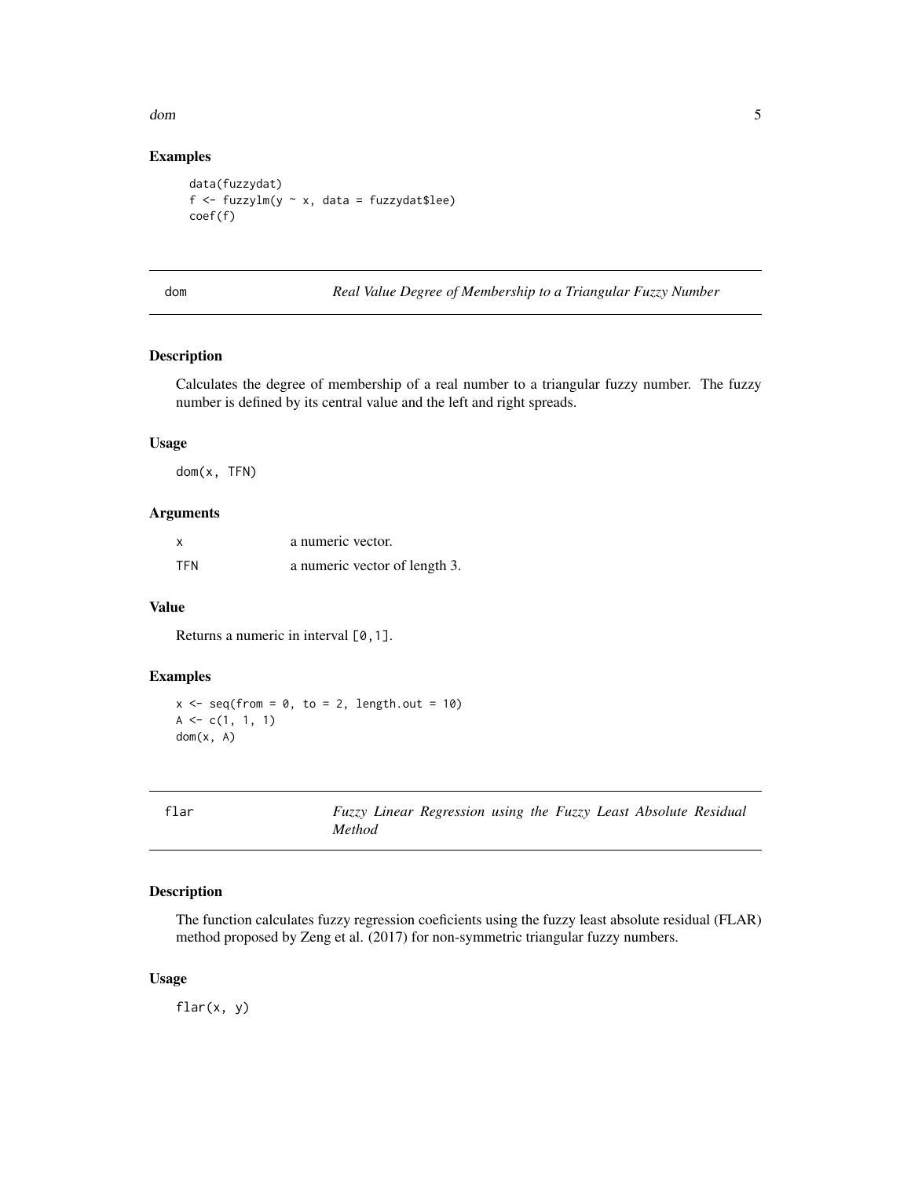## Examples

```
data(fuzzydat)
f <- fuzzylm(y ~ x, data = fuzzydat$lee)
coef(f)
```

---

# dom — *Real Value Degree of Membership to a Triangular Fuzzy Number*

## Description

Calculates the degree of membership of a real number to a triangular fuzzy number. The fuzzy number is defined by its central value and the left and right spreads.

## Usage

```
dom(x, TFN)
```

## Arguments

| | |
|---|---|
| x | a numeric vector. |
| TFN | a numeric vector of length 3. |

## Value

Returns a numeric in interval [0,1].

## Examples

```
x <- seq(from = 0, to = 2, length.out = 10)
A <- c(1, 1, 1)
dom(x, A)
```

---

# flar — *Fuzzy Linear Regression using the Fuzzy Least Absolute Residual Method*

## Description

The function calculates fuzzy regression coeficients using the fuzzy least absolute residual (FLAR) method proposed by Zeng et al. (2017) for non-symmetric triangular fuzzy numbers.

## Usage

```
flar(x, y)
```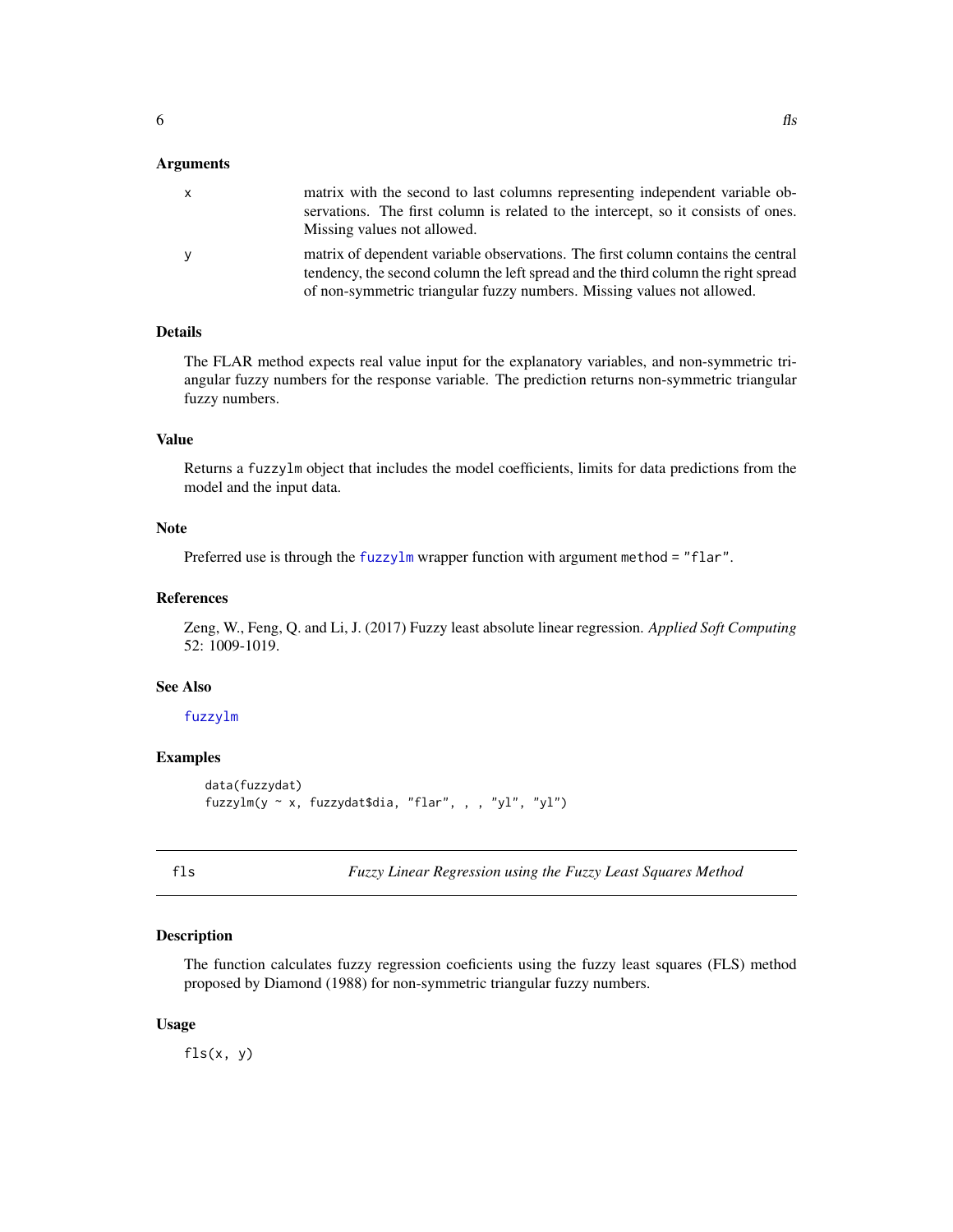### Arguments

| | |
|---|---|
| x | matrix with the second to last columns representing independent variable observations. The first column is related to the intercept, so it consists of ones. Missing values not allowed. |
| y | matrix of dependent variable observations. The first column contains the central tendency, the second column the left spread and the third column the right spread of non-symmetric triangular fuzzy numbers. Missing values not allowed. |

### Details

The FLAR method expects real value input for the explanatory variables, and non-symmetric triangular fuzzy numbers for the response variable. The prediction returns non-symmetric triangular fuzzy numbers.

### Value

Returns a `fuzzylm` object that includes the model coefficients, limits for data predictions from the model and the input data.

### Note

Preferred use is through the `fuzzylm` wrapper function with argument `method = "flar"`.

### References

Zeng, W., Feng, Q. and Li, J. (2017) Fuzzy least absolute linear regression. *Applied Soft Computing* 52: 1009-1019.

### See Also

`fuzzylm`

### Examples

```
data(fuzzydat)
fuzzylm(y ~ x, fuzzydat$dia, "flar", , , "yl", "yl")
```

---

## fls — *Fuzzy Linear Regression using the Fuzzy Least Squares Method*

### Description

The function calculates fuzzy regression coeficients using the fuzzy least squares (FLS) method proposed by Diamond (1988) for non-symmetric triangular fuzzy numbers.

### Usage

```
fls(x, y)
```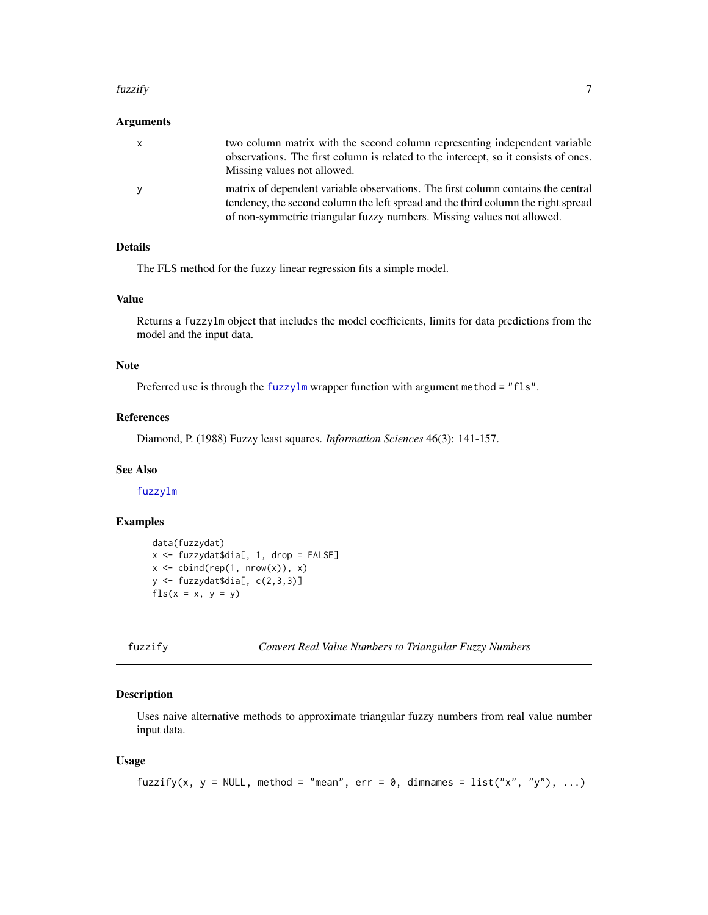### Arguments

| | |
|---|---|
| x | two column matrix with the second column representing independent variable observations. The first column is related to the intercept, so it consists of ones. Missing values not allowed. |
| y | matrix of dependent variable observations. The first column contains the central tendency, the second column the left spread and the third column the right spread of non-symmetric triangular fuzzy numbers. Missing values not allowed. |

### Details

The FLS method for the fuzzy linear regression fits a simple model.

### Value

Returns a `fuzzylm` object that includes the model coefficients, limits for data predictions from the model and the input data.

### Note

Preferred use is through the `fuzzylm` wrapper function with argument `method = "fls"`.

### References

Diamond, P. (1988) Fuzzy least squares. *Information Sciences* 46(3): 141-157.

### See Also

`fuzzylm`

### Examples

```
data(fuzzydat)
x <- fuzzydat$dia[, 1, drop = FALSE]
x <- cbind(rep(1, nrow(x)), x)
y <- fuzzydat$dia[, c(2,3,3)]
fls(x = x, y = y)
```

---

## fuzzify — *Convert Real Value Numbers to Triangular Fuzzy Numbers*

### Description

Uses naive alternative methods to approximate triangular fuzzy numbers from real value number input data.

### Usage

```
fuzzify(x, y = NULL, method = "mean", err = 0, dimnames = list("x", "y"), ...)
```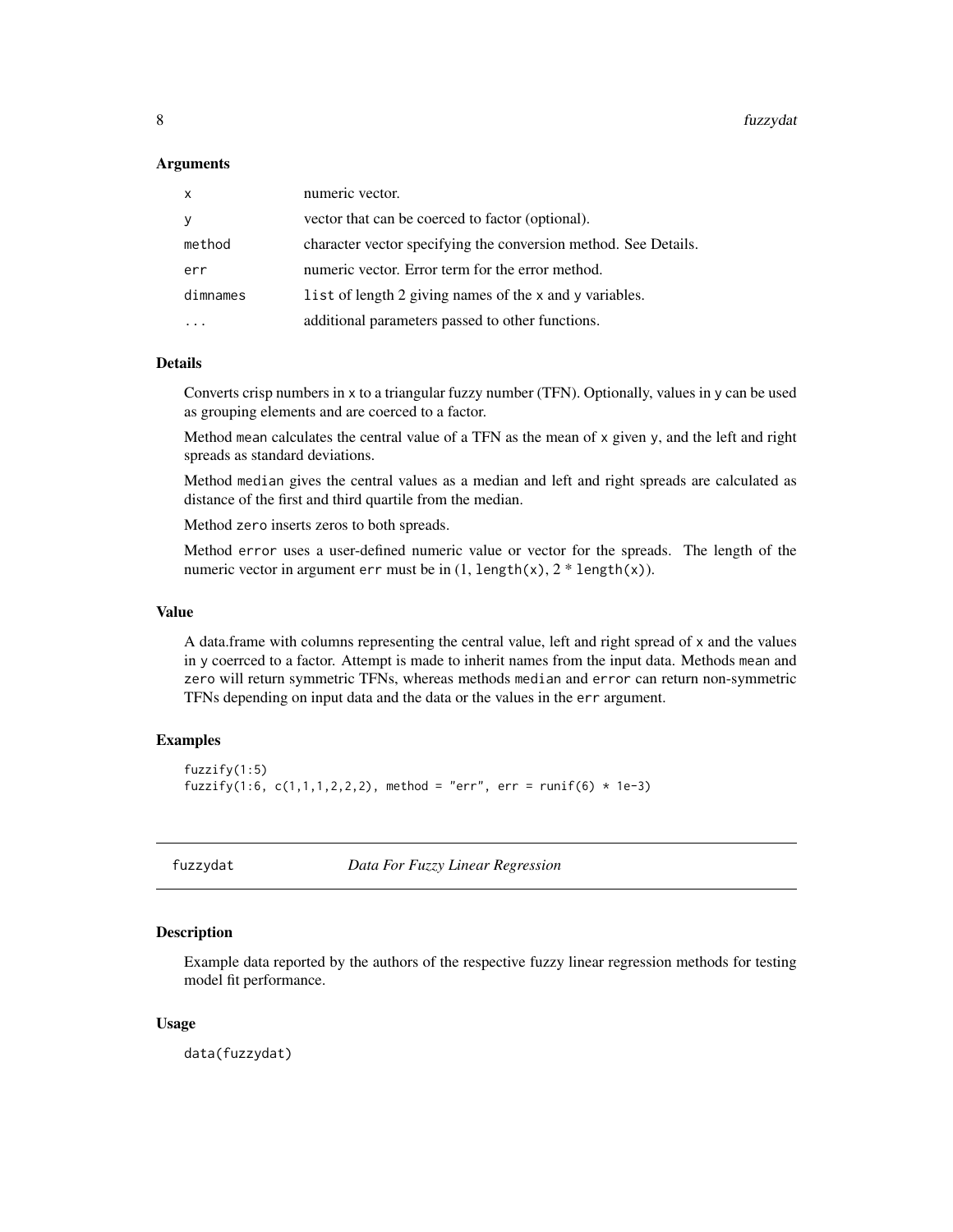### Arguments

| | |
|---|---|
| x | numeric vector. |
| y | vector that can be coerced to factor (optional). |
| method | character vector specifying the conversion method. See Details. |
| err | numeric vector. Error term for the error method. |
| dimnames | list of length 2 giving names of the x and y variables. |
| ... | additional parameters passed to other functions. |

### Details

Converts crisp numbers in x to a triangular fuzzy number (TFN). Optionally, values in y can be used as grouping elements and are coerced to a factor.

Method mean calculates the central value of a TFN as the mean of x given y, and the left and right spreads as standard deviations.

Method median gives the central values as a median and left and right spreads are calculated as distance of the first and third quartile from the median.

Method zero inserts zeros to both spreads.

Method error uses a user-defined numeric value or vector for the spreads. The length of the numeric vector in argument err must be in (1, length(x), 2 * length(x)).

### Value

A data.frame with columns representing the central value, left and right spread of x and the values in y coerrced to a factor. Attempt is made to inherit names from the input data. Methods mean and zero will return symmetric TFNs, whereas methods median and error can return non-symmetric TFNs depending on input data and the data or the values in the err argument.

### Examples

```
fuzzify(1:5)
fuzzify(1:6, c(1,1,1,2,2,2), method = "err", err = runif(6) * 1e-3)
```

---

## fuzzydat *Data For Fuzzy Linear Regression*

### Description

Example data reported by the authors of the respective fuzzy linear regression methods for testing model fit performance.

### Usage

```
data(fuzzydat)
```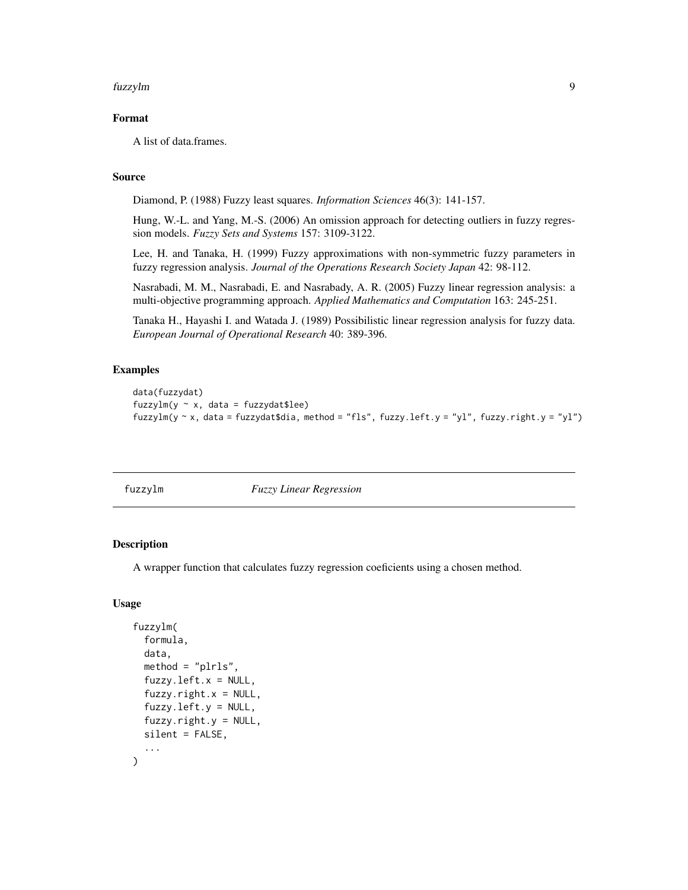### Format

A list of data.frames.

### Source

Diamond, P. (1988) Fuzzy least squares. *Information Sciences* 46(3): 141-157.

Hung, W.-L. and Yang, M.-S. (2006) An omission approach for detecting outliers in fuzzy regression models. *Fuzzy Sets and Systems* 157: 3109-3122.

Lee, H. and Tanaka, H. (1999) Fuzzy approximations with non-symmetric fuzzy parameters in fuzzy regression analysis. *Journal of the Operations Research Society Japan* 42: 98-112.

Nasrabadi, M. M., Nasrabadi, E. and Nasrabady, A. R. (2005) Fuzzy linear regression analysis: a multi-objective programming approach. *Applied Mathematics and Computation* 163: 245-251.

Tanaka H., Hayashi I. and Watada J. (1989) Possibilistic linear regression analysis for fuzzy data. *European Journal of Operational Research* 40: 389-396.

### Examples

```
data(fuzzydat)
fuzzylm(y ~ x, data = fuzzydat$lee)
fuzzylm(y ~ x, data = fuzzydat$dia, method = "fls", fuzzy.left.y = "yl", fuzzy.right.y = "yl")
```

---

## fuzzylm *Fuzzy Linear Regression*

---

### Description

A wrapper function that calculates fuzzy regression coeficients using a chosen method.

### Usage

```
fuzzylm(
  formula,
  data,
  method = "plrls",
  fuzzy.left.x = NULL,
  fuzzy.right.x = NULL,
  fuzzy.left.y = NULL,
  fuzzy.right.y = NULL,
  silent = FALSE,
  ...
)
```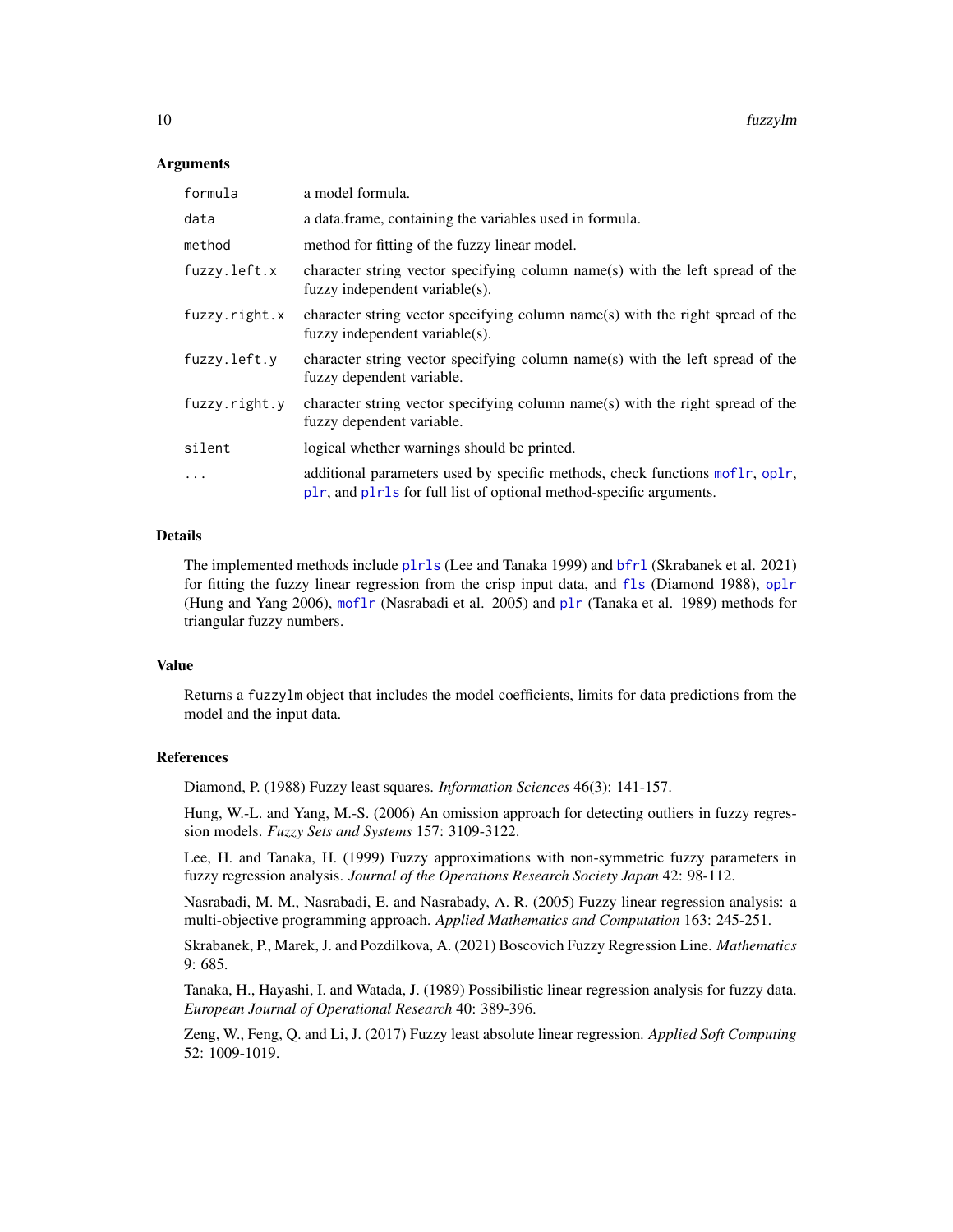### Arguments

| | |
|---|---|
| `formula` | a model formula. |
| `data` | a data.frame, containing the variables used in formula. |
| `method` | method for fitting of the fuzzy linear model. |
| `fuzzy.left.x` | character string vector specifying column name(s) with the left spread of the fuzzy independent variable(s). |
| `fuzzy.right.x` | character string vector specifying column name(s) with the right spread of the fuzzy independent variable(s). |
| `fuzzy.left.y` | character string vector specifying column name(s) with the left spread of the fuzzy dependent variable. |
| `fuzzy.right.y` | character string vector specifying column name(s) with the right spread of the fuzzy dependent variable. |
| `silent` | logical whether warnings should be printed. |
| `...` | additional parameters used by specific methods, check functions `moflr`, `oplr`, `plr`, and `plrls` for full list of optional method-specific arguments. |

### Details

The implemented methods include `plrls` (Lee and Tanaka 1999) and `bfrl` (Skrabanek et al. 2021) for fitting the fuzzy linear regression from the crisp input data, and `fls` (Diamond 1988), `oplr` (Hung and Yang 2006), `moflr` (Nasrabadi et al. 2005) and `plr` (Tanaka et al. 1989) methods for triangular fuzzy numbers.

### Value

Returns a `fuzzylm` object that includes the model coefficients, limits for data predictions from the model and the input data.

### References

Diamond, P. (1988) Fuzzy least squares. *Information Sciences* 46(3): 141-157.

Hung, W.-L. and Yang, M.-S. (2006) An omission approach for detecting outliers in fuzzy regression models. *Fuzzy Sets and Systems* 157: 3109-3122.

Lee, H. and Tanaka, H. (1999) Fuzzy approximations with non-symmetric fuzzy parameters in fuzzy regression analysis. *Journal of the Operations Research Society Japan* 42: 98-112.

Nasrabadi, M. M., Nasrabadi, E. and Nasrabady, A. R. (2005) Fuzzy linear regression analysis: a multi-objective programming approach. *Applied Mathematics and Computation* 163: 245-251.

Skrabanek, P., Marek, J. and Pozdilkova, A. (2021) Boscovich Fuzzy Regression Line. *Mathematics* 9: 685.

Tanaka, H., Hayashi, I. and Watada, J. (1989) Possibilistic linear regression analysis for fuzzy data. *European Journal of Operational Research* 40: 389-396.

Zeng, W., Feng, Q. and Li, J. (2017) Fuzzy least absolute linear regression. *Applied Soft Computing* 52: 1009-1019.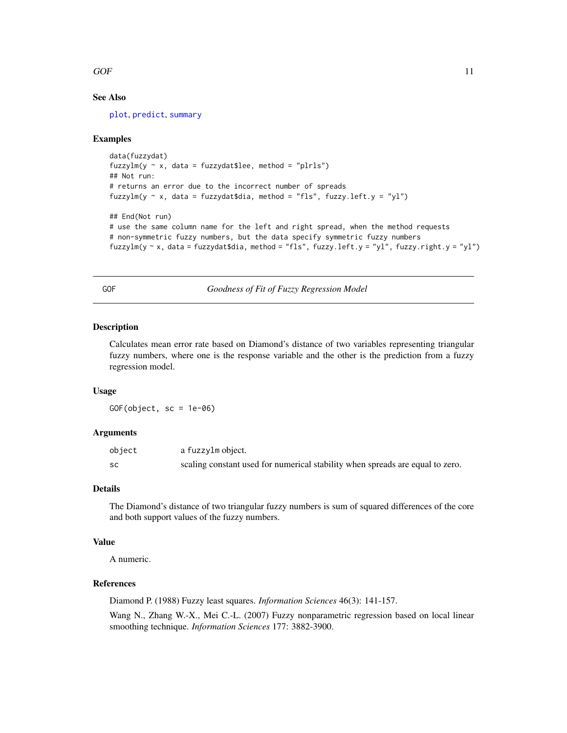### See Also

plot, predict, summary

### Examples

```
data(fuzzydat)
fuzzylm(y ~ x, data = fuzzydat$lee, method = "plrls")
## Not run:
# returns an error due to the incorrect number of spreads
fuzzylm(y ~ x, data = fuzzydat$dia, method = "fls", fuzzy.left.y = "yl")

## End(Not run)
# use the same column name for the left and right spread, when the method requests
# non-symmetric fuzzy numbers, but the data specify symmetric fuzzy numbers
fuzzylm(y ~ x, data = fuzzydat$dia, method = "fls", fuzzy.left.y = "yl", fuzzy.right.y = "yl")
```

---

## GOF — *Goodness of Fit of Fuzzy Regression Model*

### Description

Calculates mean error rate based on Diamond's distance of two variables representing triangular fuzzy numbers, where one is the response variable and the other is the prediction from a fuzzy regression model.

### Usage

```
GOF(object, sc = 1e-06)
```

### Arguments

| | |
|---|---|
| object | a fuzzylm object. |
| sc | scaling constant used for numerical stability when spreads are equal to zero. |

### Details

The Diamond's distance of two triangular fuzzy numbers is sum of squared differences of the core and both support values of the fuzzy numbers.

### Value

A numeric.

### References

Diamond P. (1988) Fuzzy least squares. *Information Sciences* 46(3): 141-157.

Wang N., Zhang W.-X., Mei C.-L. (2007) Fuzzy nonparametric regression based on local linear smoothing technique. *Information Sciences* 177: 3882-3900.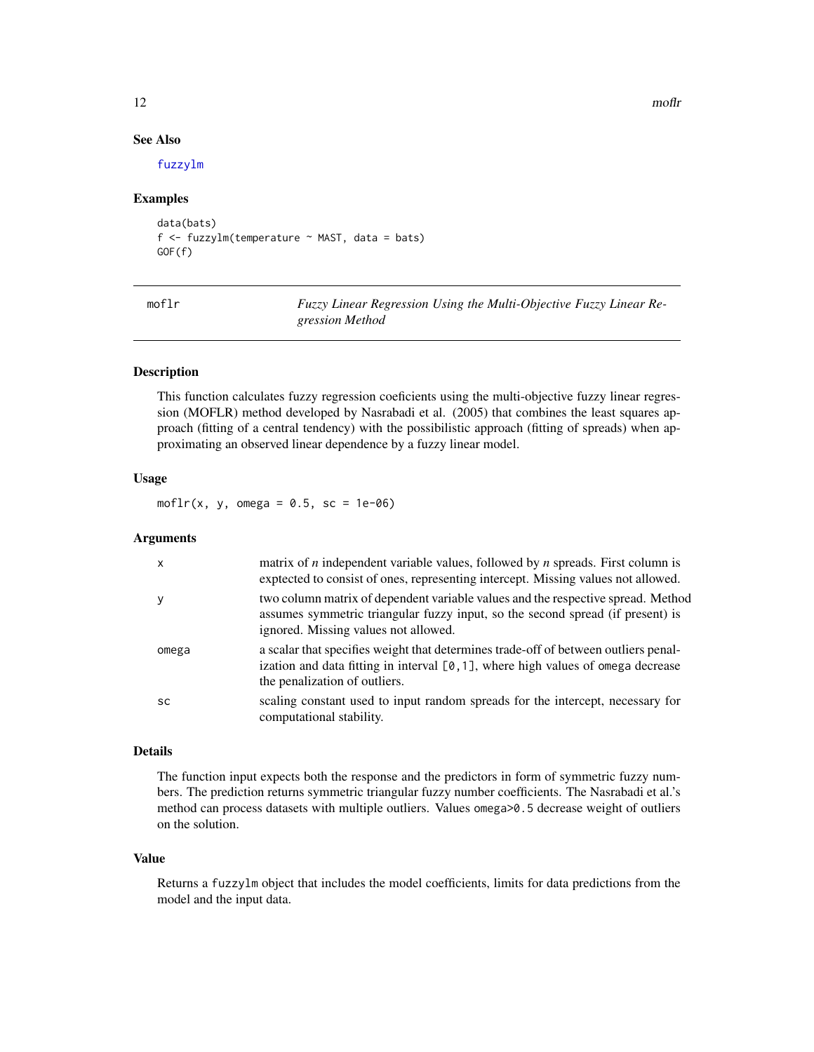### See Also

fuzzylm

### Examples

```
data(bats)
f <- fuzzylm(temperature ~ MAST, data = bats)
GOF(f)
```

## moflr — *Fuzzy Linear Regression Using the Multi-Objective Fuzzy Linear Regression Method*

### Description

This function calculates fuzzy regression coeficients using the multi-objective fuzzy linear regression (MOFLR) method developed by Nasrabadi et al. (2005) that combines the least squares approach (fitting of a central tendency) with the possibilistic approach (fitting of spreads) when approximating an observed linear dependence by a fuzzy linear model.

### Usage

```
moflr(x, y, omega = 0.5, sc = 1e-06)
```

### Arguments

| | |
|---|---|
| x | matrix of *n* independent variable values, followed by *n* spreads. First column is exptected to consist of ones, representing intercept. Missing values not allowed. |
| y | two column matrix of dependent variable values and the respective spread. Method assumes symmetric triangular fuzzy input, so the second spread (if present) is ignored. Missing values not allowed. |
| omega | a scalar that specifies weight that determines trade-off of between outliers penalization and data fitting in interval `[0,1]`, where high values of omega decrease the penalization of outliers. |
| sc | scaling constant used to input random spreads for the intercept, necessary for computational stability. |

### Details

The function input expects both the response and the predictors in form of symmetric fuzzy numbers. The prediction returns symmetric triangular fuzzy number coefficients. The Nasrabadi et al.'s method can process datasets with multiple outliers. Values `omega>0.5` decrease weight of outliers on the solution.

### Value

Returns a `fuzzylm` object that includes the model coefficients, limits for data predictions from the model and the input data.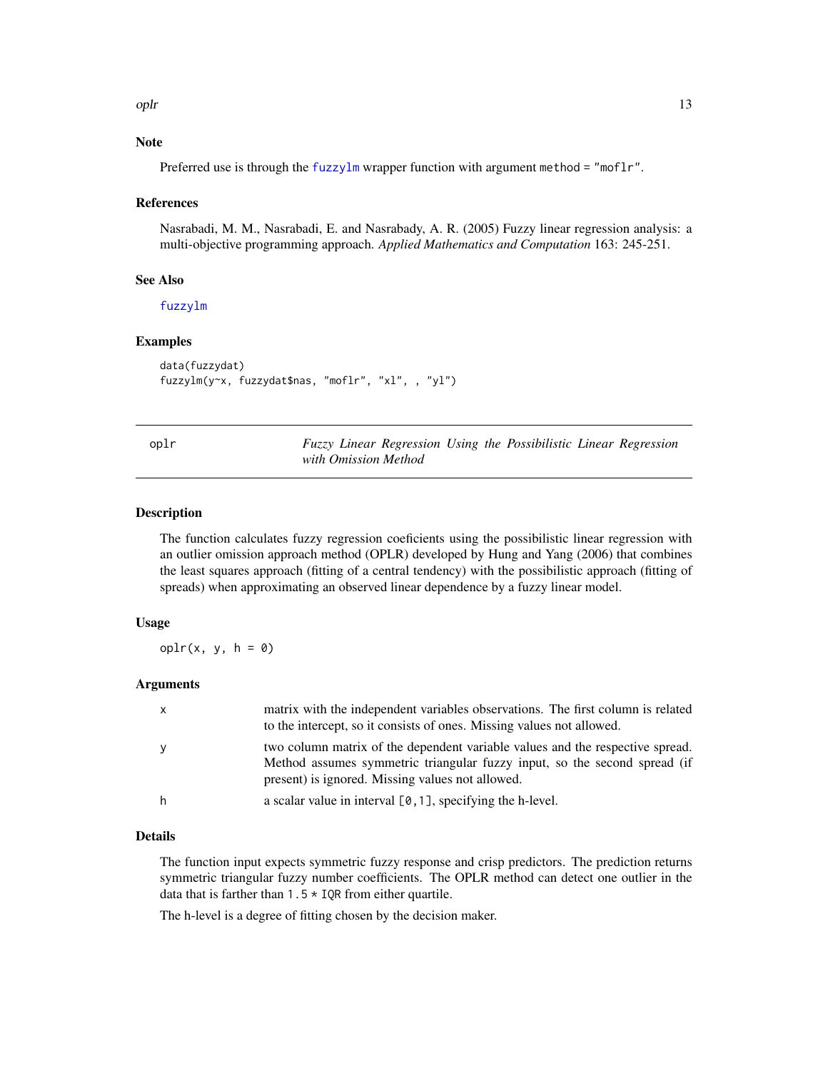### Note

Preferred use is through the fuzzylm wrapper function with argument `method = "moflr"`.

### References

Nasrabadi, M. M., Nasrabadi, E. and Nasrabady, A. R. (2005) Fuzzy linear regression analysis: a multi-objective programming approach. *Applied Mathematics and Computation* 163: 245-251.

### See Also

fuzzylm

### Examples

```
data(fuzzydat)
fuzzylm(y~x, fuzzydat$nas, "moflr", "xl", , "yl")
```

---

## oplr — *Fuzzy Linear Regression Using the Possibilistic Linear Regression with Omission Method*

---

### Description

The function calculates fuzzy regression coeficients using the possibilistic linear regression with an outlier omission approach method (OPLR) developed by Hung and Yang (2006) that combines the least squares approach (fitting of a central tendency) with the possibilistic approach (fitting of spreads) when approximating an observed linear dependence by a fuzzy linear model.

### Usage

```
oplr(x, y, h = 0)
```

### Arguments

| | |
|---|---|
| x | matrix with the independent variables observations. The first column is related to the intercept, so it consists of ones. Missing values not allowed. |
| y | two column matrix of the dependent variable values and the respective spread. Method assumes symmetric triangular fuzzy input, so the second spread (if present) is ignored. Missing values not allowed. |
| h | a scalar value in interval `[0,1]`, specifying the h-level. |

### Details

The function input expects symmetric fuzzy response and crisp predictors. The prediction returns symmetric triangular fuzzy number coefficients. The OPLR method can detect one outlier in the data that is farther than `1.5 * IQR` from either quartile.

The h-level is a degree of fitting chosen by the decision maker.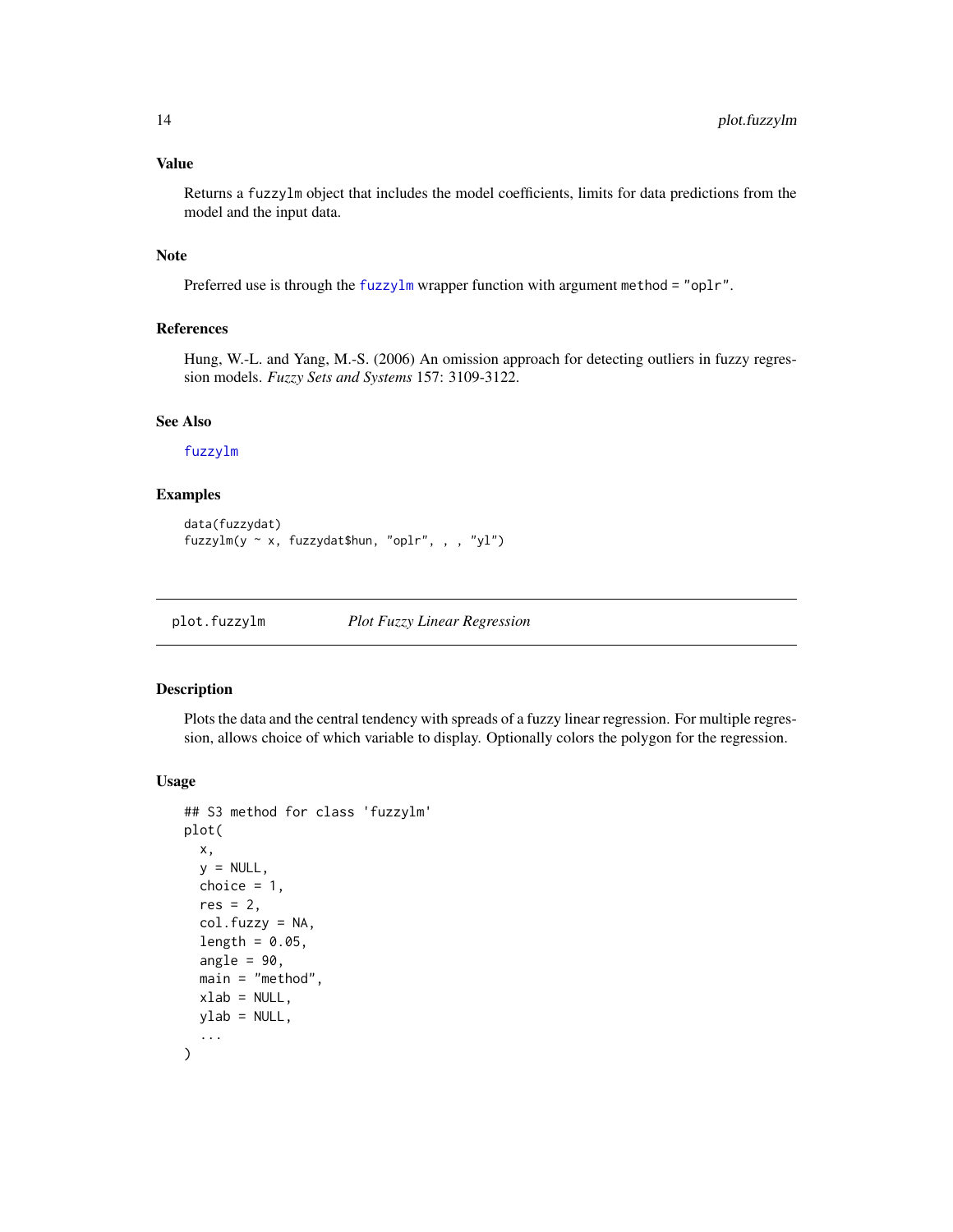### Value

Returns a `fuzzylm` object that includes the model coefficients, limits for data predictions from the model and the input data.

### Note

Preferred use is through the `fuzzylm` wrapper function with argument `method = "oplr"`.

### References

Hung, W.-L. and Yang, M.-S. (2006) An omission approach for detecting outliers in fuzzy regression models. *Fuzzy Sets and Systems* 157: 3109-3122.

### See Also

`fuzzylm`

### Examples

```
data(fuzzydat)
fuzzylm(y ~ x, fuzzydat$hun, "oplr", , , "yl")
```

---

## plot.fuzzylm — *Plot Fuzzy Linear Regression*

---

### Description

Plots the data and the central tendency with spreads of a fuzzy linear regression. For multiple regression, allows choice of which variable to display. Optionally colors the polygon for the regression.

### Usage

```
## S3 method for class 'fuzzylm'
plot(
  x,
  y = NULL,
  choice = 1,
  res = 2,
  col.fuzzy = NA,
  length = 0.05,
  angle = 90,
  main = "method",
  xlab = NULL,
  ylab = NULL,
  ...
)
```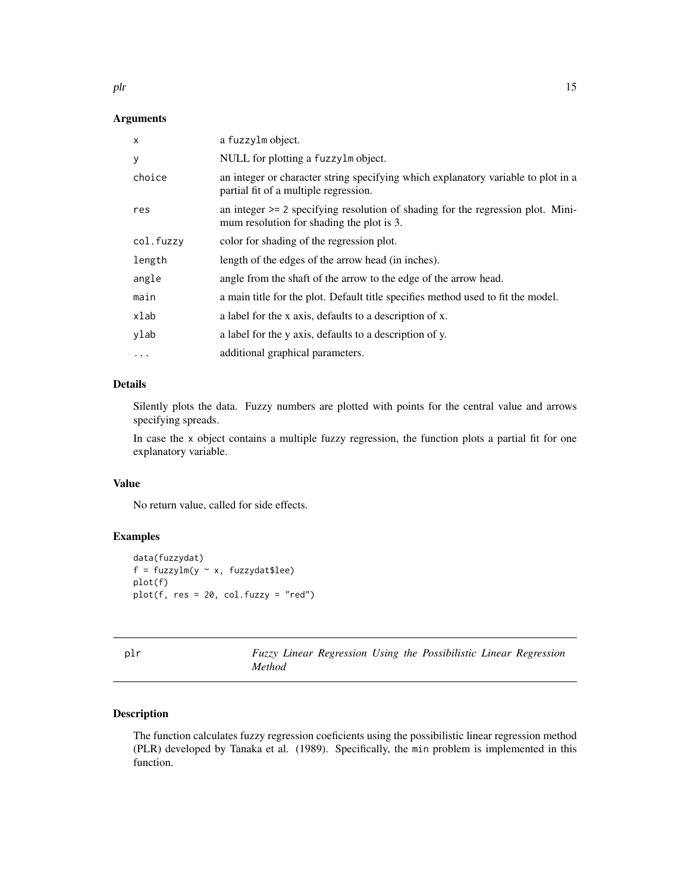### Arguments

| | |
|---|---|
| `x` | a `fuzzylm` object. |
| `y` | NULL for plotting a `fuzzylm` object. |
| `choice` | an integer or character string specifying which explanatory variable to plot in a partial fit of a multiple regression. |
| `res` | an integer `>= 2` specifying resolution of shading for the regression plot. Minimum resolution for shading the plot is 3. |
| `col.fuzzy` | color for shading of the regression plot. |
| `length` | length of the edges of the arrow head (in inches). |
| `angle` | angle from the shaft of the arrow to the edge of the arrow head. |
| `main` | a main title for the plot. Default title specifies method used to fit the model. |
| `xlab` | a label for the x axis, defaults to a description of x. |
| `ylab` | a label for the y axis, defaults to a description of y. |
| `...` | additional graphical parameters. |

### Details

Silently plots the data. Fuzzy numbers are plotted with points for the central value and arrows specifying spreads.

In case the `x` object contains a multiple fuzzy regression, the function plots a partial fit for one explanatory variable.

### Value

No return value, called for side effects.

### Examples

```
data(fuzzydat)
f = fuzzylm(y ~ x, fuzzydat$lee)
plot(f)
plot(f, res = 20, col.fuzzy = "red")
```

---

## plr — *Fuzzy Linear Regression Using the Possibilistic Linear Regression Method*

---

### Description

The function calculates fuzzy regression coeficients using the possibilistic linear regression method (PLR) developed by Tanaka et al. (1989). Specifically, the `min` problem is implemented in this function.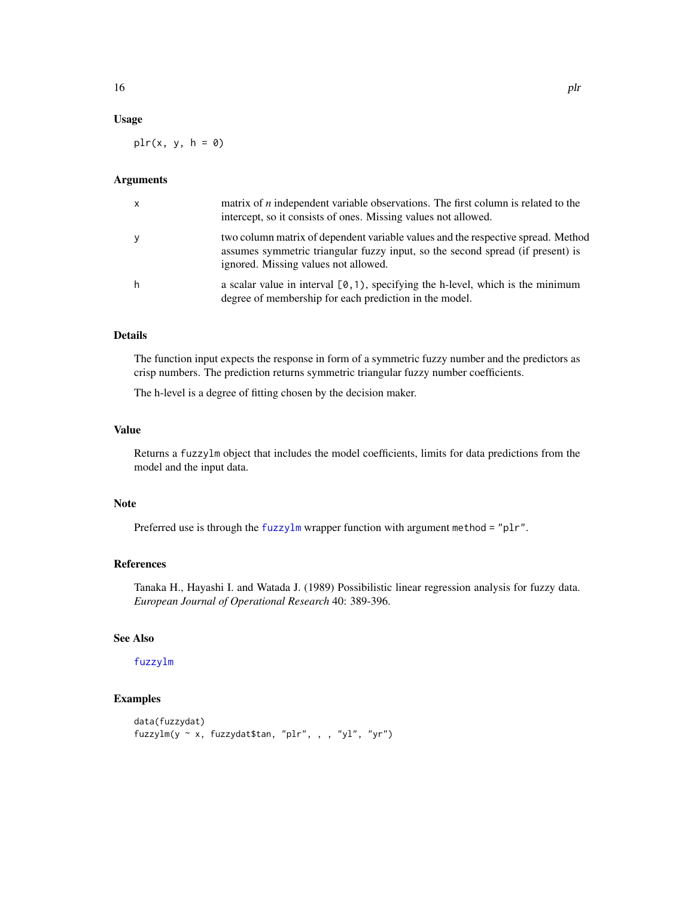### Usage

```
plr(x, y, h = 0)
```

### Arguments

| | |
|---|---|
| x | matrix of *n* independent variable observations. The first column is related to the intercept, so it consists of ones. Missing values not allowed. |
| y | two column matrix of dependent variable values and the respective spread. Method assumes symmetric triangular fuzzy input, so the second spread (if present) is ignored. Missing values not allowed. |
| h | a scalar value in interval `[0,1)`, specifying the h-level, which is the minimum degree of membership for each prediction in the model. |

### Details

The function input expects the response in form of a symmetric fuzzy number and the predictors as crisp numbers. The prediction returns symmetric triangular fuzzy number coefficients.

The h-level is a degree of fitting chosen by the decision maker.

### Value

Returns a `fuzzylm` object that includes the model coefficients, limits for data predictions from the model and the input data.

### Note

Preferred use is through the `fuzzylm` wrapper function with argument `method = "plr"`.

### References

Tanaka H., Hayashi I. and Watada J. (1989) Possibilistic linear regression analysis for fuzzy data. *European Journal of Operational Research* 40: 389-396.

### See Also

`fuzzylm`

### Examples

```
data(fuzzydat)
fuzzylm(y ~ x, fuzzydat$tan, "plr", , , "yl", "yr")
```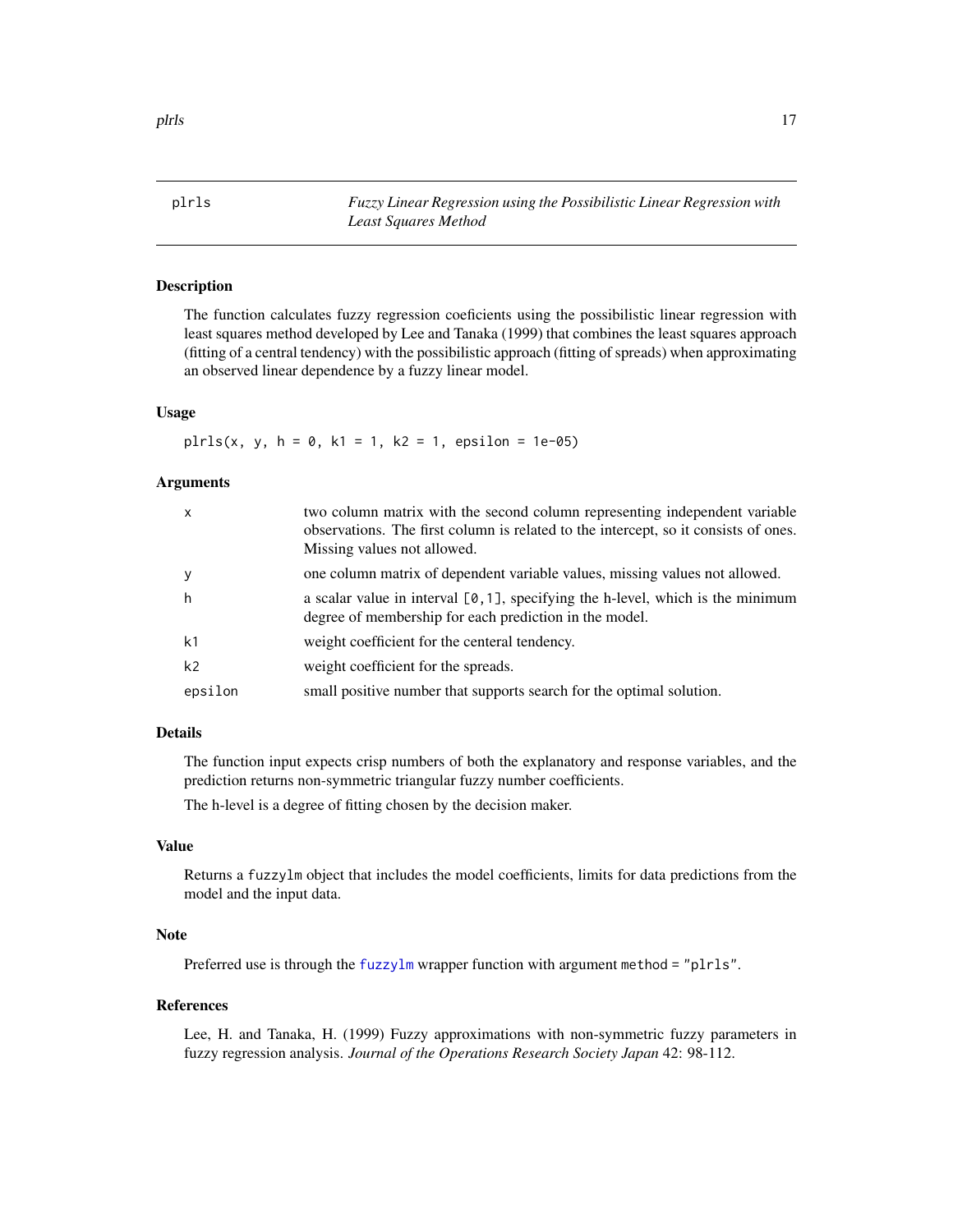# plrls

*Fuzzy Linear Regression using the Possibilistic Linear Regression with Least Squares Method*

## Description

The function calculates fuzzy regression coeficients using the possibilistic linear regression with least squares method developed by Lee and Tanaka (1999) that combines the least squares approach (fitting of a central tendency) with the possibilistic approach (fitting of spreads) when approximating an observed linear dependence by a fuzzy linear model.

## Usage

```
plrls(x, y, h = 0, k1 = 1, k2 = 1, epsilon = 1e-05)
```

## Arguments

| | |
|---|---|
| `x` | two column matrix with the second column representing independent variable observations. The first column is related to the intercept, so it consists of ones. Missing values not allowed. |
| `y` | one column matrix of dependent variable values, missing values not allowed. |
| `h` | a scalar value in interval `[0,1]`, specifying the h-level, which is the minimum degree of membership for each prediction in the model. |
| `k1` | weight coefficient for the centeral tendency. |
| `k2` | weight coefficient for the spreads. |
| `epsilon` | small positive number that supports search for the optimal solution. |

## Details

The function input expects crisp numbers of both the explanatory and response variables, and the prediction returns non-symmetric triangular fuzzy number coefficients.

The h-level is a degree of fitting chosen by the decision maker.

## Value

Returns a `fuzzylm` object that includes the model coefficients, limits for data predictions from the model and the input data.

## Note

Preferred use is through the `fuzzylm` wrapper function with argument `method = "plrls"`.

## References

Lee, H. and Tanaka, H. (1999) Fuzzy approximations with non-symmetric fuzzy parameters in fuzzy regression analysis. *Journal of the Operations Research Society Japan* 42: 98-112.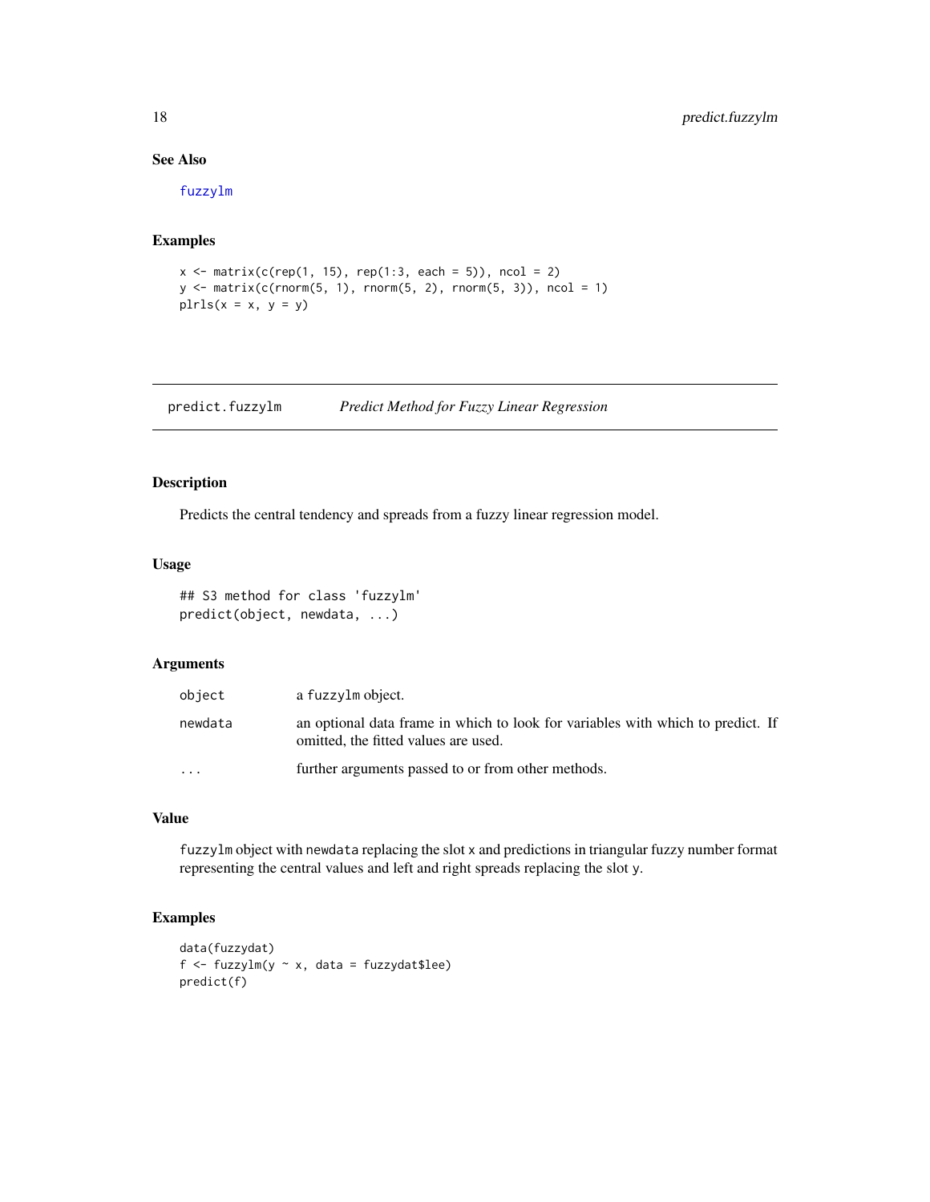### See Also

fuzzylm

### Examples

```
x <- matrix(c(rep(1, 15), rep(1:3, each = 5)), ncol = 2)
y <- matrix(c(rnorm(5, 1), rnorm(5, 2), rnorm(5, 3)), ncol = 1)
plrls(x = x, y = y)
```

---

## predict.fuzzylm    *Predict Method for Fuzzy Linear Regression*

### Description

Predicts the central tendency and spreads from a fuzzy linear regression model.

### Usage

```
## S3 method for class 'fuzzylm'
predict(object, newdata, ...)
```

### Arguments

| | |
|---|---|
| object | a fuzzylm object. |
| newdata | an optional data frame in which to look for variables with which to predict. If omitted, the fitted values are used. |
| ... | further arguments passed to or from other methods. |

### Value

fuzzylm object with newdata replacing the slot x and predictions in triangular fuzzy number format representing the central values and left and right spreads replacing the slot y.

### Examples

```
data(fuzzydat)
f <- fuzzylm(y ~ x, data = fuzzydat$lee)
predict(f)
```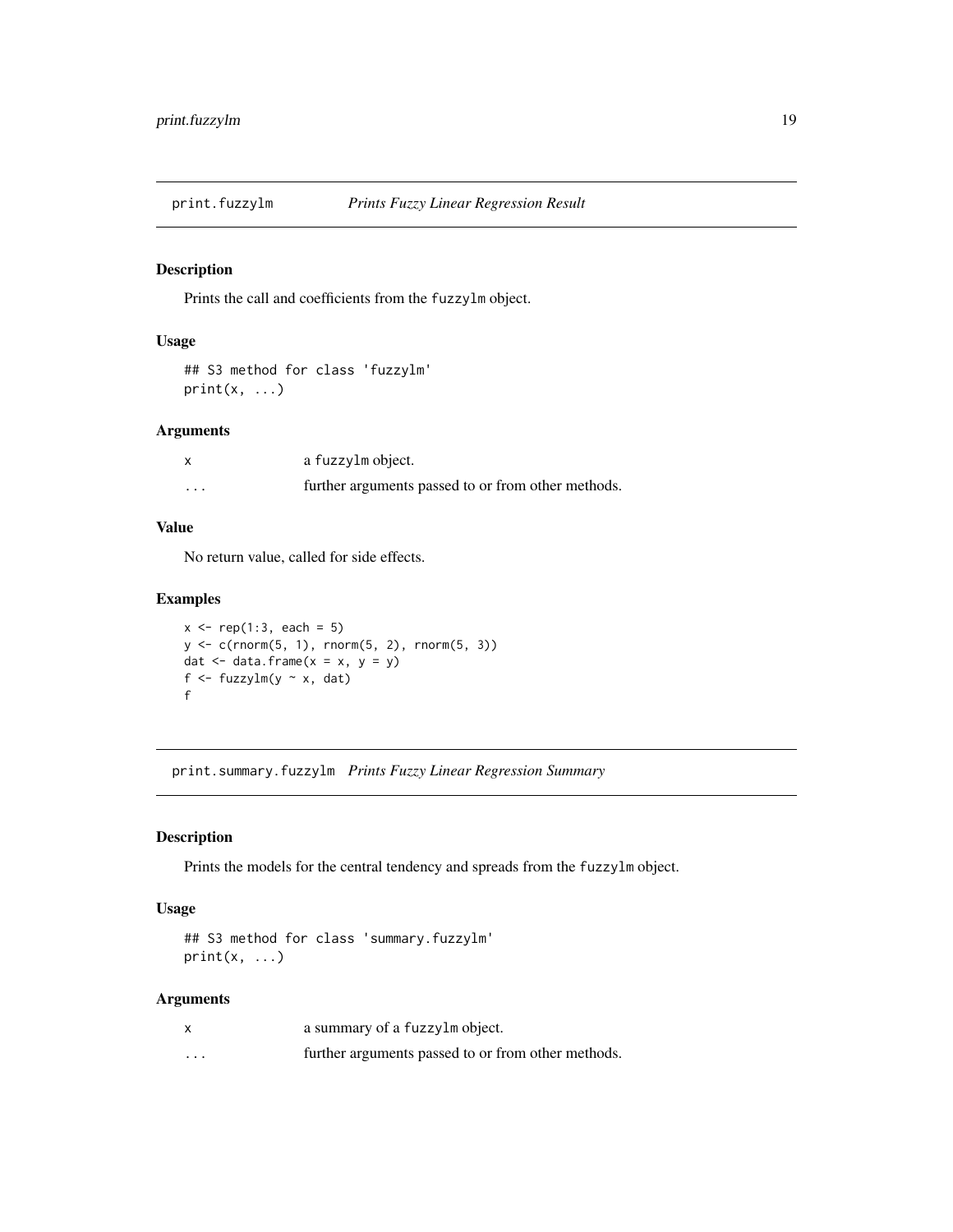## print.fuzzylm — *Prints Fuzzy Linear Regression Result*

### Description

Prints the call and coefficients from the `fuzzylm` object.

### Usage

```
## S3 method for class 'fuzzylm'
print(x, ...)
```

### Arguments

| | |
|---|---|
| x | a `fuzzylm` object. |
| ... | further arguments passed to or from other methods. |

### Value

No return value, called for side effects.

### Examples

```
x <- rep(1:3, each = 5)
y <- c(rnorm(5, 1), rnorm(5, 2), rnorm(5, 3))
dat <- data.frame(x = x, y = y)
f <- fuzzylm(y ~ x, dat)
f
```

## print.summary.fuzzylm — *Prints Fuzzy Linear Regression Summary*

### Description

Prints the models for the central tendency and spreads from the `fuzzylm` object.

### Usage

```
## S3 method for class 'summary.fuzzylm'
print(x, ...)
```

### Arguments

| | |
|---|---|
| x | a summary of a `fuzzylm` object. |
| ... | further arguments passed to or from other methods. |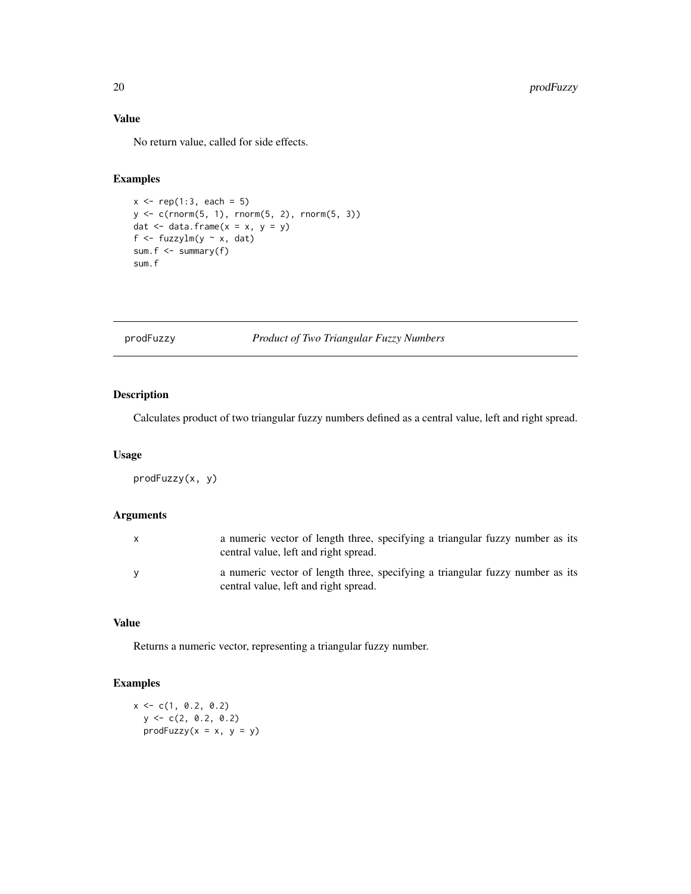### Value

No return value, called for side effects.

### Examples

```
x <- rep(1:3, each = 5)
y <- c(rnorm(5, 1), rnorm(5, 2), rnorm(5, 3))
dat <- data.frame(x = x, y = y)
f <- fuzzylm(y ~ x, dat)
sum.f <- summary(f)
sum.f
```

---

## prodFuzzy — *Product of Two Triangular Fuzzy Numbers*

---

### Description

Calculates product of two triangular fuzzy numbers defined as a central value, left and right spread.

### Usage

```
prodFuzzy(x, y)
```

### Arguments

| | |
|---|---|
| x | a numeric vector of length three, specifying a triangular fuzzy number as its central value, left and right spread. |
| y | a numeric vector of length three, specifying a triangular fuzzy number as its central value, left and right spread. |

### Value

Returns a numeric vector, representing a triangular fuzzy number.

### Examples

```
x <- c(1, 0.2, 0.2)
  y <- c(2, 0.2, 0.2)
  prodFuzzy(x = x, y = y)
```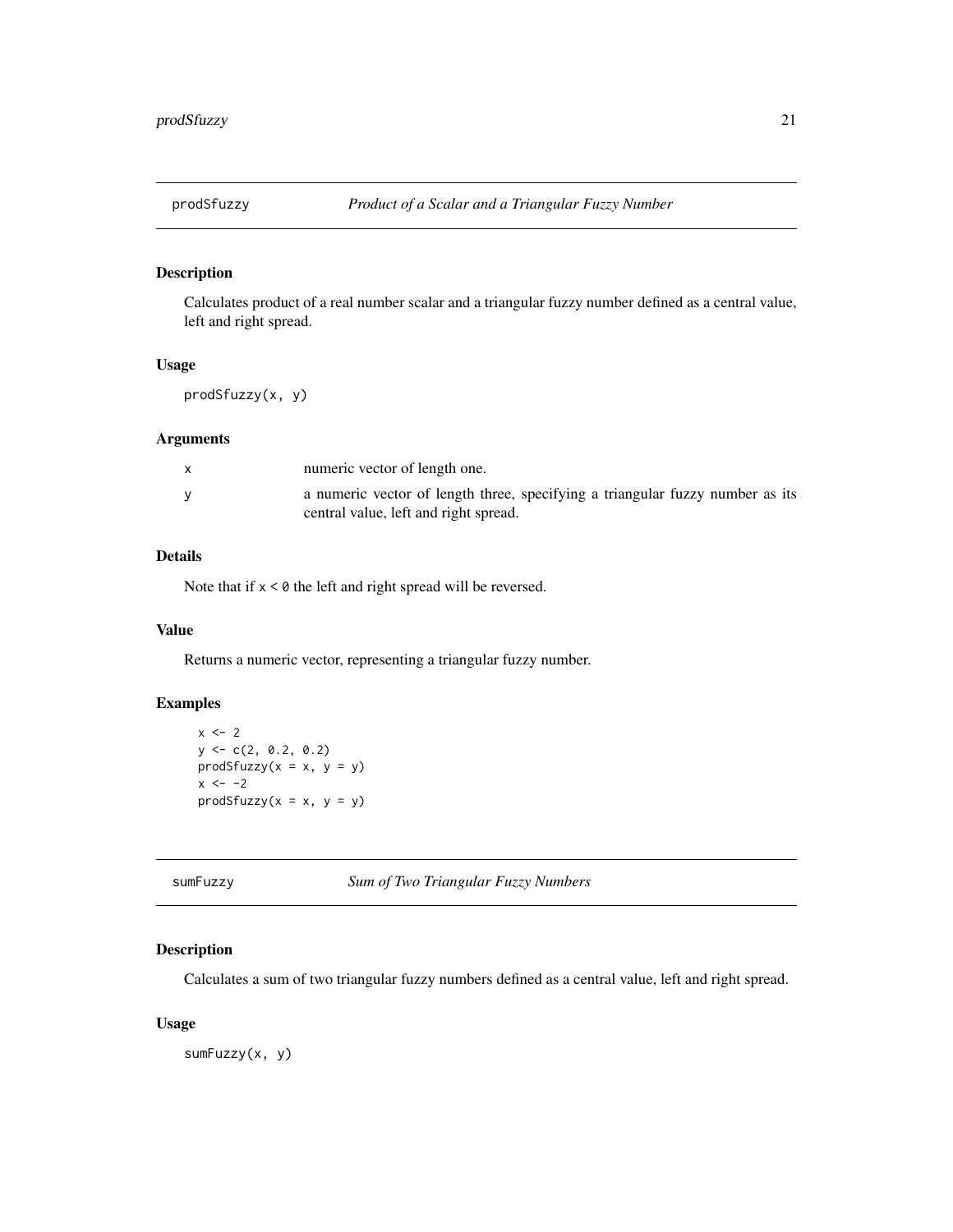## prodSfuzzy — *Product of a Scalar and a Triangular Fuzzy Number*

### Description

Calculates product of a real number scalar and a triangular fuzzy number defined as a central value, left and right spread.

### Usage

```
prodSfuzzy(x, y)
```

### Arguments

| | |
|---|---|
| x | numeric vector of length one. |
| y | a numeric vector of length three, specifying a triangular fuzzy number as its central value, left and right spread. |

### Details

Note that if `x < 0` the left and right spread will be reversed.

### Value

Returns a numeric vector, representing a triangular fuzzy number.

### Examples

```
x <- 2
y <- c(2, 0.2, 0.2)
prodSfuzzy(x = x, y = y)
x <- -2
prodSfuzzy(x = x, y = y)
```

## sumFuzzy — *Sum of Two Triangular Fuzzy Numbers*

### Description

Calculates a sum of two triangular fuzzy numbers defined as a central value, left and right spread.

### Usage

```
sumFuzzy(x, y)
```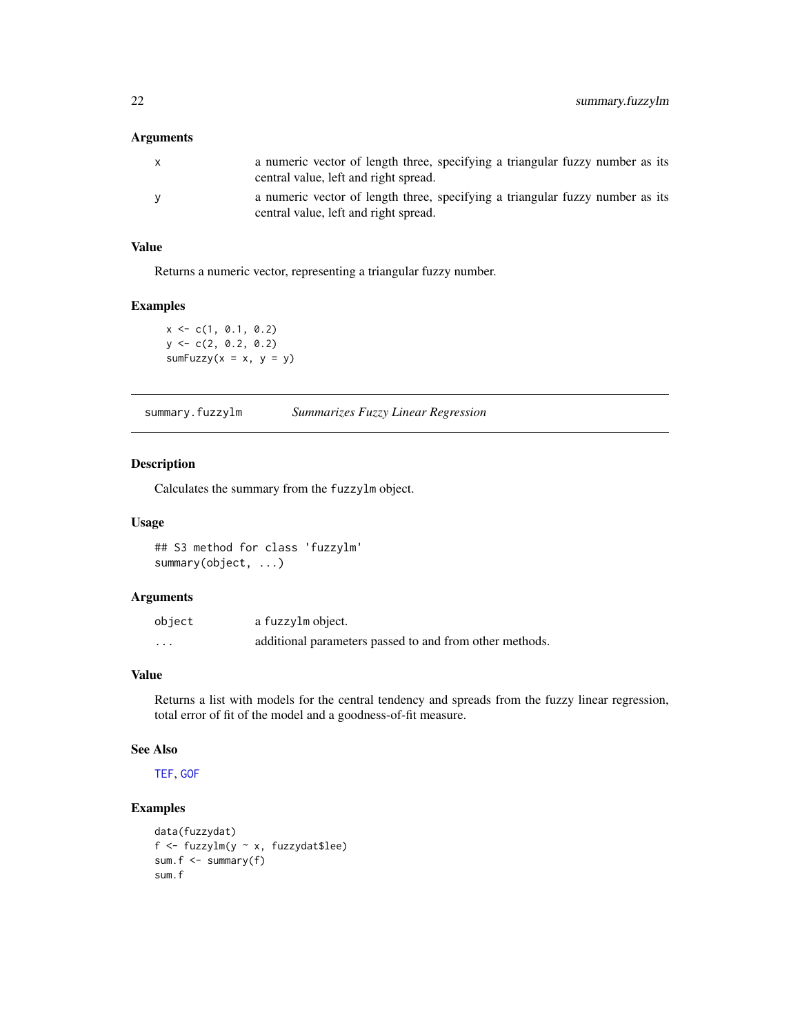### Arguments

| | |
|---|---|
| x | a numeric vector of length three, specifying a triangular fuzzy number as its central value, left and right spread. |
| y | a numeric vector of length three, specifying a triangular fuzzy number as its central value, left and right spread. |

### Value

Returns a numeric vector, representing a triangular fuzzy number.

### Examples

```
x <- c(1, 0.1, 0.2)
y <- c(2, 0.2, 0.2)
sumFuzzy(x = x, y = y)
```

---

## summary.fuzzylm — *Summarizes Fuzzy Linear Regression*

### Description

Calculates the summary from the `fuzzylm` object.

### Usage

```
## S3 method for class 'fuzzylm'
summary(object, ...)
```

### Arguments

| | |
|---|---|
| object | a `fuzzylm` object. |
| ... | additional parameters passed to and from other methods. |

### Value

Returns a list with models for the central tendency and spreads from the fuzzy linear regression, total error of fit of the model and a goodness-of-fit measure.

### See Also

TEF, GOF

### Examples

```
data(fuzzydat)
f <- fuzzylm(y ~ x, fuzzydat$lee)
sum.f <- summary(f)
sum.f
```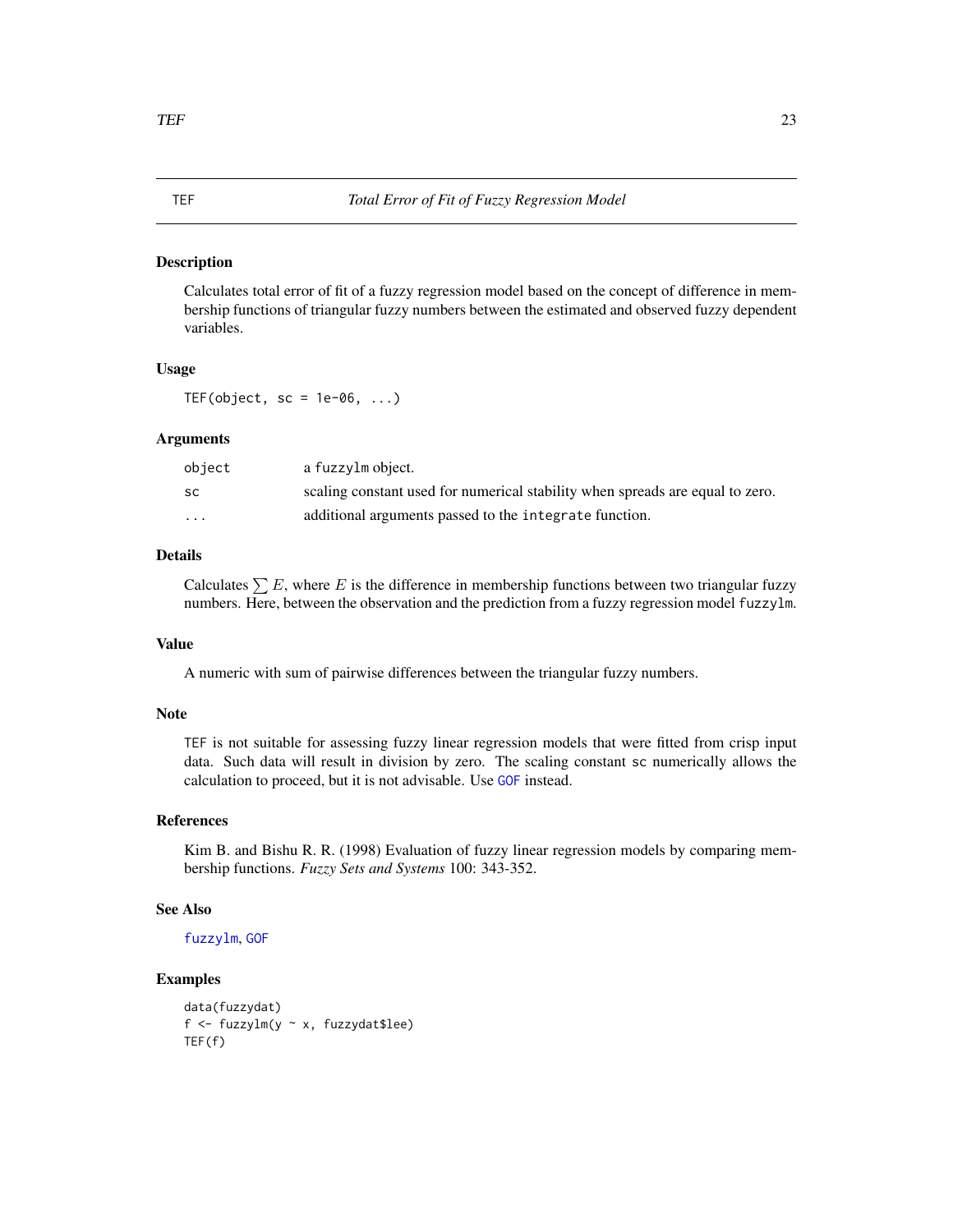## TEF — *Total Error of Fit of Fuzzy Regression Model*

### Description

Calculates total error of fit of a fuzzy regression model based on the concept of difference in membership functions of triangular fuzzy numbers between the estimated and observed fuzzy dependent variables.

### Usage

```
TEF(object, sc = 1e-06, ...)
```

### Arguments

| | |
|---|---|
| `object` | a `fuzzylm` object. |
| `sc` | scaling constant used for numerical stability when spreads are equal to zero. |
| `...` | additional arguments passed to the `integrate` function. |

### Details

Calculates $\sum E$, where $E$ is the difference in membership functions between two triangular fuzzy numbers. Here, between the observation and the prediction from a fuzzy regression model `fuzzylm`.

### Value

A numeric with sum of pairwise differences between the triangular fuzzy numbers.

### Note

`TEF` is not suitable for assessing fuzzy linear regression models that were fitted from crisp input data. Such data will result in division by zero. The scaling constant `sc` numerically allows the calculation to proceed, but it is not advisable. Use `GOF` instead.

### References

Kim B. and Bishu R. R. (1998) Evaluation of fuzzy linear regression models by comparing membership functions. *Fuzzy Sets and Systems* 100: 343-352.

### See Also

`fuzzylm`, `GOF`

### Examples

```
data(fuzzydat)
f <- fuzzylm(y ~ x, fuzzydat$lee)
TEF(f)
```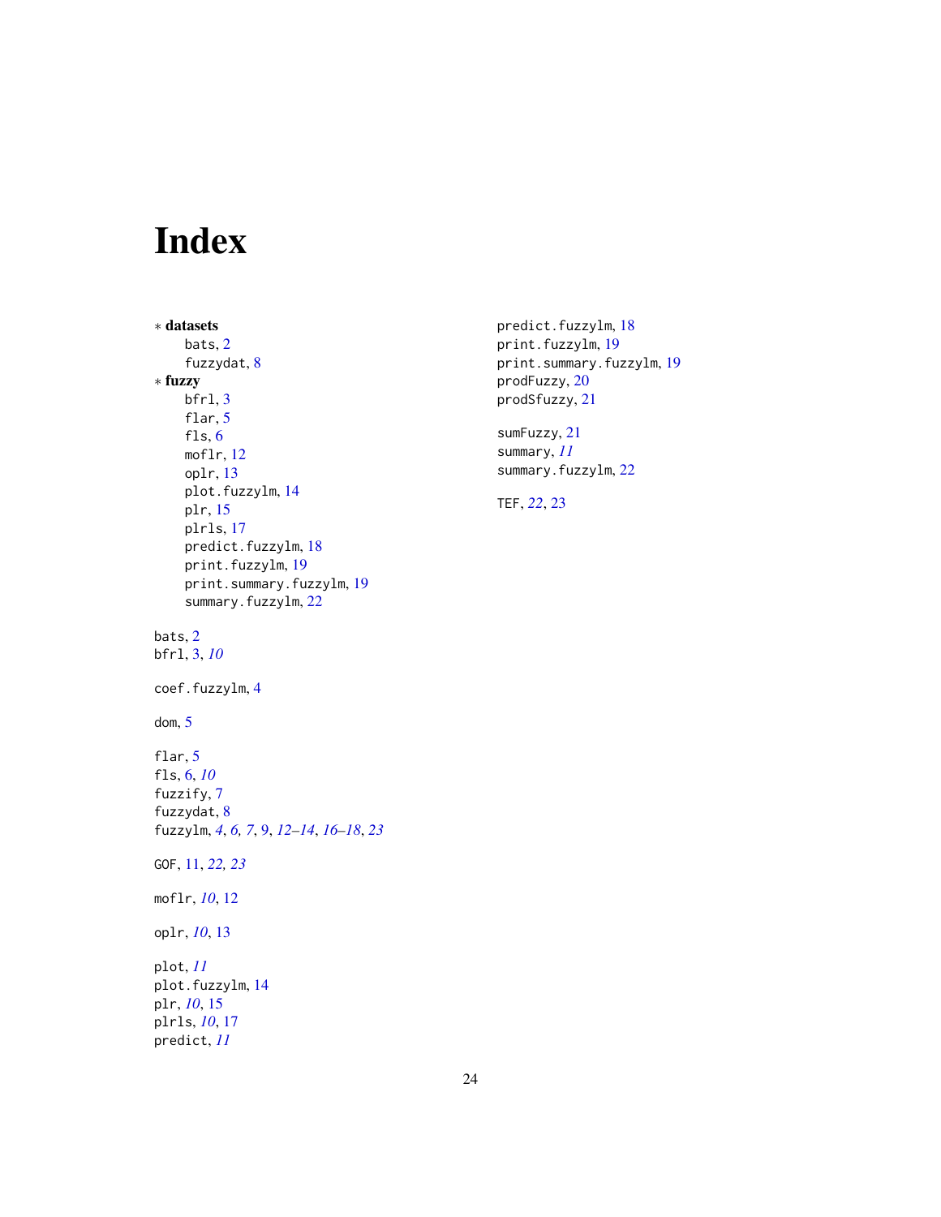# Index

∗ **datasets**
  bats, 2
  fuzzydat, 8

∗ **fuzzy**
  bfrl, 3
  flar, 5
  fls, 6
  moflr, 12
  oplr, 13
  plot.fuzzylm, 14
  plr, 15
  plrls, 17
  predict.fuzzylm, 18
  print.fuzzylm, 19
  print.summary.fuzzylm, 19
  summary.fuzzylm, 22

bats, 2
bfrl, 3, *10*

coef.fuzzylm, 4

dom, 5

flar, 5
fls, 6, *10*
fuzzify, 7
fuzzydat, 8
fuzzylm, *4*, *6, 7*, 9, *12–14*, *16–18*, *23*

GOF, 11, *22, 23*

moflr, *10*, 12

oplr, *10*, 13

plot, *11*
plot.fuzzylm, 14
plr, *10*, 15
plrls, *10*, 17
predict, *11*
predict.fuzzylm, 18
print.fuzzylm, 19
print.summary.fuzzylm, 19
prodFuzzy, 20
prodSfuzzy, 21

sumFuzzy, 21
summary, *11*
summary.fuzzylm, 22

TEF, *22*, 23